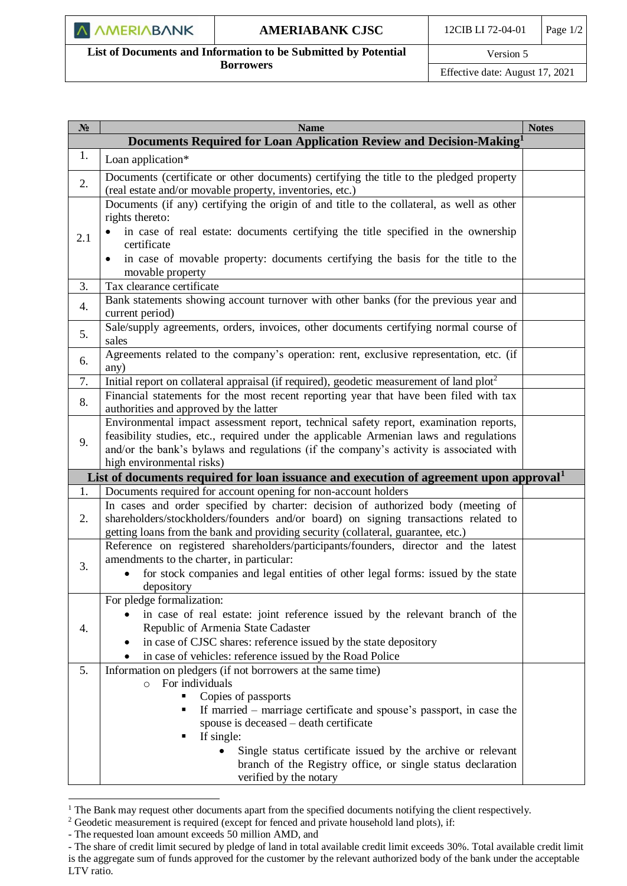| AMERIABANK | AMERIABANK CJSC | 12CIB LI 72-04-01 | |
|---|---|---|---|
| **List of Documents and Information to be Submitted by Potential Borrowers** | | Version 5 | |
| | | Effective date: August 17, 2021 | |

| № | Name | Notes |
|---|---|---|
| | **Documents Required for Loan Application Review and Decision-Making**[1] | |
| 1. | Loan application* | |
| 2. | Documents (certificate or other documents) certifying the title to the pledged property (real estate and/or movable property, inventories, etc.) | |
| 2.1 | Documents (if any) certifying the origin of and title to the collateral, as well as other rights thereto:<br>• in case of real estate: documents certifying the title specified in the ownership certificate<br>• in case of movable property: documents certifying the basis for the title to the movable property | |
| 3. | Tax clearance certificate | |
| 4. | Bank statements showing account turnover with other banks (for the previous year and current period) | |
| 5. | Sale/supply agreements, orders, invoices, other documents certifying normal course of sales | |
| 6. | Agreements related to the company's operation: rent, exclusive representation, etc. (if any) | |
| 7. | Initial report on collateral appraisal (if required), geodetic measurement of land plot[2] | |
| 8. | Financial statements for the most recent reporting year that have been filed with tax authorities and approved by the latter | |
| 9. | Environmental impact assessment report, technical safety report, examination reports, feasibility studies, etc., required under the applicable Armenian laws and regulations and/or the bank's bylaws and regulations (if the company's activity is associated with high environmental risks) | |
| | **List of documents required for loan issuance and execution of agreement upon approval**[1] | |
| 1. | Documents required for account opening for non-account holders | |
| 2. | In cases and order specified by charter: decision of authorized body (meeting of shareholders/stockholders/founders and/or board) on signing transactions related to getting loans from the bank and providing security (collateral, guarantee, etc.) | |
| 3. | Reference on registered shareholders/participants/founders, director and the latest amendments to the charter, in particular:<br>• for stock companies and legal entities of other legal forms: issued by the state depository | |
| 4. | For pledge formalization:<br>• in case of real estate: joint reference issued by the relevant branch of the Republic of Armenia State Cadaster<br>• in case of CJSC shares: reference issued by the state depository<br>• in case of vehicles: reference issued by the Road Police | |
| 5. | Information on pledgers (if not borrowers at the same time)<br>○ For individuals<br>▪ Copies of passports<br>▪ If married – marriage certificate and spouse's passport, in case the spouse is deceased – death certificate<br>▪ If single:<br>• Single status certificate issued by the archive or relevant branch of the Registry office, or single status declaration verified by the notary | |

[1] The Bank may request other documents apart from the specified documents notifying the client respectively.

[2] Geodetic measurement is required (except for fenced and private household land plots), if:

- The requested loan amount exceeds 50 million AMD, and
- The share of credit limit secured by pledge of land in total available credit limit exceeds 30%. Total available credit limit is the aggregate sum of funds approved for the customer by the relevant authorized body of the bank under the acceptable LTV ratio.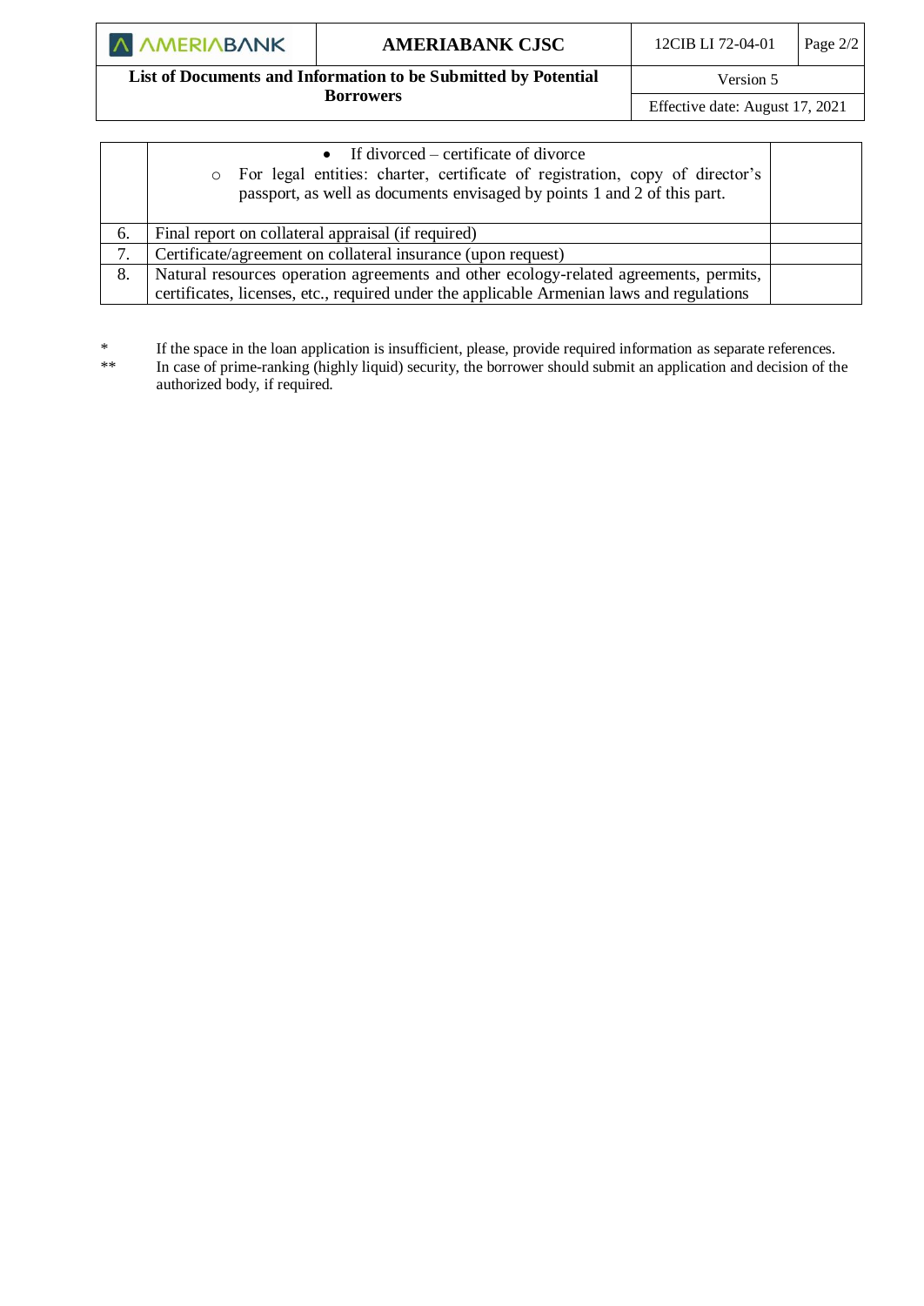| | | |
|---|---|---|
| | • If divorced – certificate of divorce<br>○ For legal entities: charter, certificate of registration, copy of director's passport, as well as documents envisaged by points 1 and 2 of this part. | |
| 6. | Final report on collateral appraisal (if required) | |
| 7. | Certificate/agreement on collateral insurance (upon request) | |
| 8. | Natural resources operation agreements and other ecology-related agreements, permits, certificates, licenses, etc., required under the applicable Armenian laws and regulations | |

\* If the space in the loan application is insufficient, please, provide required information as separate references.

\*\* In case of prime-ranking (highly liquid) security, the borrower should submit an application and decision of the authorized body, if required.